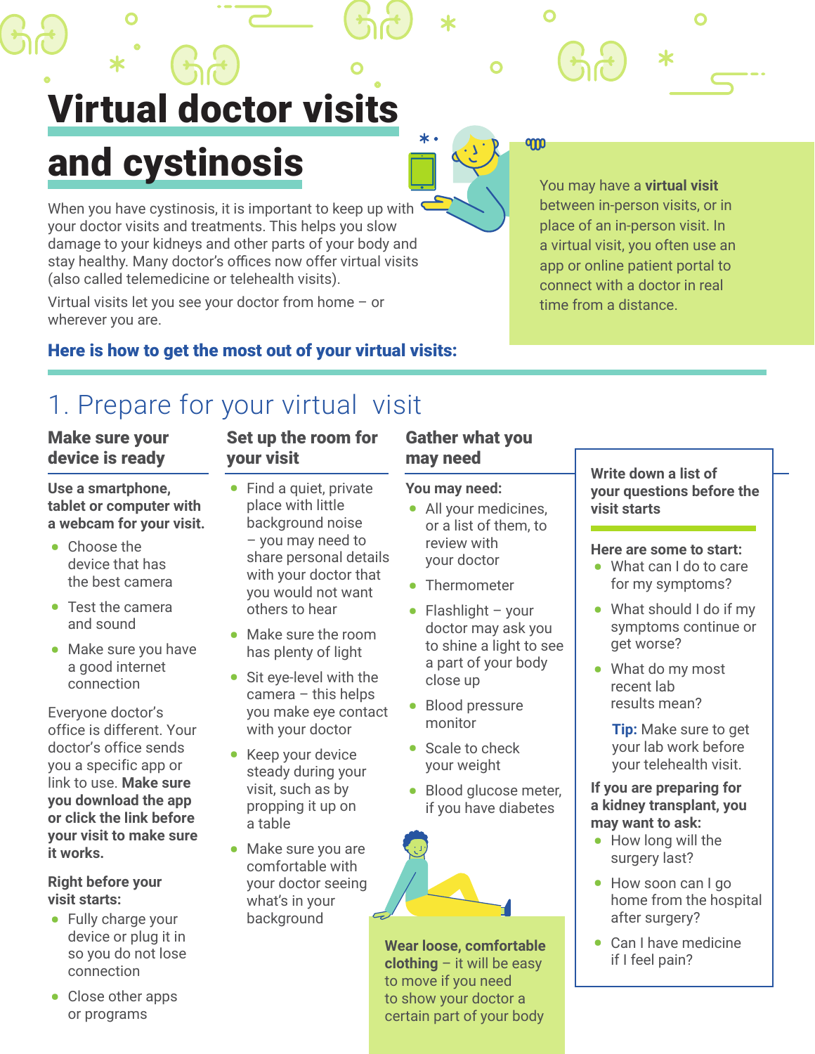# Virtual doctor visits and cystinosis

When you have cystinosis, it is important to keep up with your doctor visits and treatments. This helps you slow damage to your kidneys and other parts of your body and stay healthy. Many doctor's offices now offer virtual visits (also called telemedicine or telehealth visits).

Virtual visits let you see your doctor from home – or wherever you are.

You may have a **virtual visit** between in-person visits, or in place of an in-person visit. In a virtual visit, you often use an app or online patient portal to connect with a doctor in real time from a distance.

**Here is how to get the most out of your virtual visits:**

## 1. Prepare for your virtual visit

### Make sure your device is ready

**Use a smartphone, tablet or computer with a webcam for your visit.**

- Choose the device that has the best camera
- Test the camera and sound
- Make sure you have a good internet connection

Everyone doctor's office is different. Your doctor's office sends you a specific app or link to use. **Make sure you download the app or click the link before your visit to make sure it works.**

**Right before your visit starts:**

- Fully charge your device or plug it in so you do not lose connection
- Close other apps or programs

### Set up the room for your visit

- Find a quiet, private place with little background noise – you may need to share personal details with your doctor that you would not want others to hear
- Make sure the room has plenty of light
- Sit eye-level with the camera – this helps you make eye contact with your doctor
- Keep your device steady during your visit, such as by propping it up on a table
- Make sure you are comfortable with your doctor seeing what's in your background

### Gather what you may need

**You may need:**

- All your medicines, or a list of them, to review with your doctor
- Thermometer
- Flashlight – your doctor may ask you to shine a light to see a part of your body close up
- Blood pressure monitor
- Scale to check your weight
- Blood glucose meter, if you have diabetes

**Wear loose, comfortable clothing** – it will be easy to move if you need to show your doctor a certain part of your body

### Write down a list of your questions before the visit starts

**Here are some to start:**

- What can I do to care for my symptoms?
- What should I do if my symptoms continue or get worse?
- What do my most recent lab results mean?

**Tip:** Make sure to get your lab work before your telehealth visit.

**If you are preparing for a kidney transplant, you may want to ask:**

- How long will the surgery last?
- How soon can I go home from the hospital after surgery?
- Can I have medicine if I feel pain?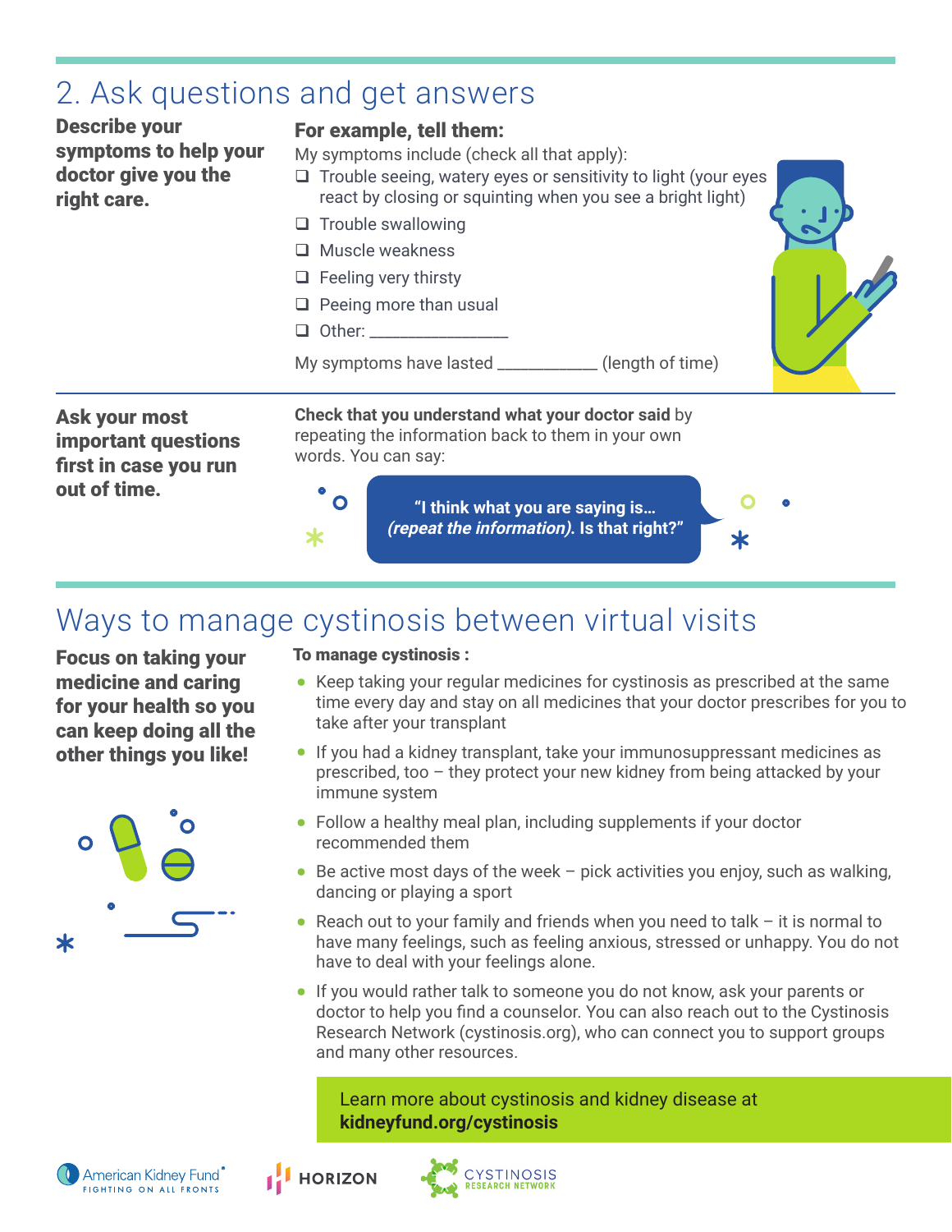## 2. Ask questions and get answers

**Describe your symptoms to help your doctor give you the right care.**

**For example, tell them:**

My symptoms include (check all that apply):

- ❑ Trouble seeing, watery eyes or sensitivity to light (your eyes react by closing or squinting when you see a bright light)
- ❑ Trouble swallowing
- ❑ Muscle weakness
- ❑ Feeling very thirsty
- ❑ Peeing more than usual
- ❑ Other: ________________

My symptoms have lasted ___________ (length of time)

**Ask your most important questions first in case you run out of time.**

**Check that you understand what your doctor said** by repeating the information back to them in your own words. You can say:

**"I think what you are saying is… *(repeat the information)*. Is that right?"**

## Ways to manage cystinosis between virtual visits

**Focus on taking your medicine and caring for your health so you can keep doing all the other things you like!**

**To manage cystinosis :**

- Keep taking your regular medicines for cystinosis as prescribed at the same time every day and stay on all medicines that your doctor prescribes for you to take after your transplant
- If you had a kidney transplant, take your immunosuppressant medicines as prescribed, too – they protect your new kidney from being attacked by your immune system
- Follow a healthy meal plan, including supplements if your doctor recommended them
- Be active most days of the week – pick activities you enjoy, such as walking, dancing or playing a sport
- Reach out to your family and friends when you need to talk – it is normal to have many feelings, such as feeling anxious, stressed or unhappy. You do not have to deal with your feelings alone.
- If you would rather talk to someone you do not know, ask your parents or doctor to help you find a counselor. You can also reach out to the Cystinosis Research Network (cystinosis.org), who can connect you to support groups and many other resources.

Learn more about cystinosis and kidney disease at **kidneyfund.org/cystinosis**

American Kidney Fund® FIGHTING ON ALL FRONTS | HORIZON | CYSTINOSIS RESEARCH NETWORK